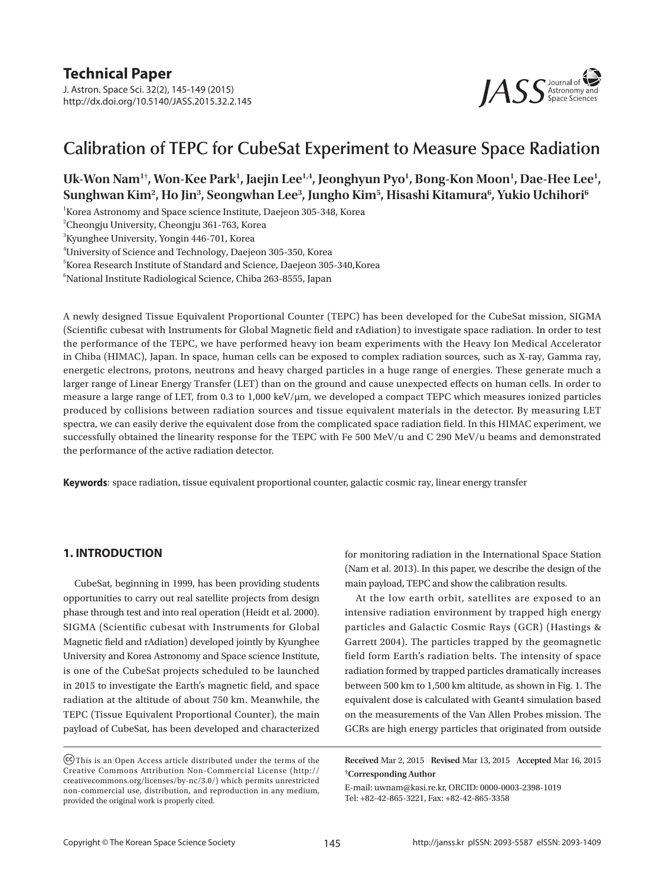**Technical Paper**

J. Astron. Space Sci. 32(2), 145-149 (2015)
http://dx.doi.org/10.5140/JASS.2015.32.2.145

# Calibration of TEPC for CubeSat Experiment to Measure Space Radiation

**Uk-Won Nam[1†], Won-Kee Park[1], Jaejin Lee[1,4], Jeonghyun Pyo[1], Bong-Kon Moon[1], Dae-Hee Lee[1], Sunghwan Kim[2], Ho Jin[3], Seongwhan Lee[3], Jungho Kim[5], Hisashi Kitamura[6], Yukio Uchihori[6]**

[1]Korea Astronomy and Space science Institute, Daejeon 305-348, Korea
[2]Cheongju University, Cheongju 361-763, Korea
[3]Kyunghee University, Yongin 446-701, Korea
[4]University of Science and Technology, Daejeon 305-350, Korea
[5]Korea Research Institute of Standard and Science, Daejeon 305-340,Korea
[6]National Institute Radiological Science, Chiba 263-8555, Japan

A newly designed Tissue Equivalent Proportional Counter (TEPC) has been developed for the CubeSat mission, SIGMA (Scientific cubesat with Instruments for Global Magnetic field and rAdiation) to investigate space radiation. In order to test the performance of the TEPC, we have performed heavy ion beam experiments with the Heavy Ion Medical Accelerator in Chiba (HIMAC), Japan. In space, human cells can be exposed to complex radiation sources, such as X-ray, Gamma ray, energetic electrons, protons, neutrons and heavy charged particles in a huge range of energies. These generate much a larger range of Linear Energy Transfer (LET) than on the ground and cause unexpected effects on human cells. In order to measure a large range of LET, from 0.3 to 1,000 keV/μm, we developed a compact TEPC which measures ionized particles produced by collisions between radiation sources and tissue equivalent materials in the detector. By measuring LET spectra, we can easily derive the equivalent dose from the complicated space radiation field. In this HIMAC experiment, we successfully obtained the linearity response for the TEPC with Fe 500 MeV/u and C 290 MeV/u beams and demonstrated the performance of the active radiation detector.

**Keywords**: space radiation, tissue equivalent proportional counter, galactic cosmic ray, linear energy transfer

## 1. INTRODUCTION

CubeSat, beginning in 1999, has been providing students opportunities to carry out real satellite projects from design phase through test and into real operation (Heidt et al. 2000). SIGMA (Scientific cubesat with Instruments for Global Magnetic field and rAdiation) developed jointly by Kyunghee University and Korea Astronomy and Space science Institute, is one of the CubeSat projects scheduled to be launched in 2015 to investigate the Earth's magnetic field, and space radiation at the altitude of about 750 km. Meanwhile, the TEPC (Tissue Equivalent Proportional Counter), the main payload of CubeSat, has been developed and characterized for monitoring radiation in the International Space Station (Nam et al. 2013). In this paper, we describe the design of the main payload, TEPC and show the calibration results.

At the low earth orbit, satellites are exposed to an intensive radiation environment by trapped high energy particles and Galactic Cosmic Rays (GCR) (Hastings & Garrett 2004). The particles trapped by the geomagnetic field form Earth's radiation belts. The intensity of space radiation formed by trapped particles dramatically increases between 500 km to 1,500 km altitude, as shown in Fig. 1. The equivalent dose is calculated with Geant4 simulation based on the measurements of the Van Allen Probes mission. The GCRs are high energy particles that originated from outside

This is an Open Access article distributed under the terms of the Creative Commons Attribution Non-Commercial License (http://creativecommons.org/licenses/by-nc/3.0/) which permits unrestricted non-commercial use, distribution, and reproduction in any medium, provided the original work is properly cited.

**Received** Mar 2, 2015 **Revised** Mar 13, 2015 **Accepted** Mar 16, 2015
**†Corresponding Author**
E-mail: uwnam@kasi.re.kr, ORCID: 0000-0003-2398-1019
Tel: +82-42-865-3221, Fax: +82-42-865-3358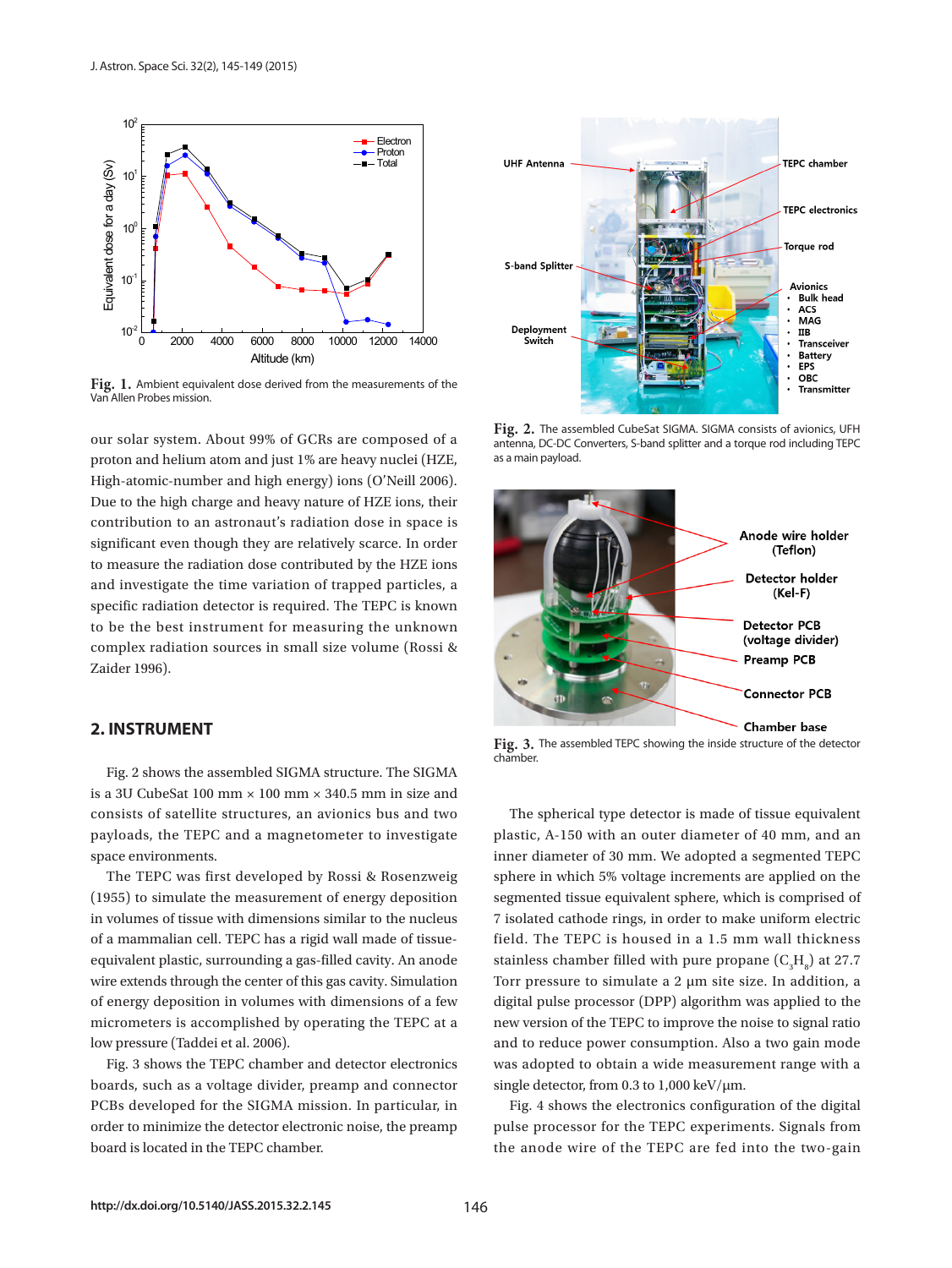Fig. 1. Ambient equivalent dose derived from the measurements of the Van Allen Probes mission.

our solar system. About 99% of GCRs are composed of a proton and helium atom and just 1% are heavy nuclei (HZE, High-atomic-number and high energy) ions (O'Neill 2006). Due to the high charge and heavy nature of HZE ions, their contribution to an astronaut's radiation dose in space is significant even though they are relatively scarce. In order to measure the radiation dose contributed by the HZE ions and investigate the time variation of trapped particles, a specific radiation detector is required. The TEPC is known to be the best instrument for measuring the unknown complex radiation sources in small size volume (Rossi & Zaider 1996).

## 2. INSTRUMENT

Fig. 2 shows the assembled SIGMA structure. The SIGMA is a 3U CubeSat 100 mm × 100 mm × 340.5 mm in size and consists of satellite structures, an avionics bus and two payloads, the TEPC and a magnetometer to investigate space environments.

The TEPC was first developed by Rossi & Rosenzweig (1955) to simulate the measurement of energy deposition in volumes of tissue with dimensions similar to the nucleus of a mammalian cell. TEPC has a rigid wall made of tissue-equivalent plastic, surrounding a gas-filled cavity. An anode wire extends through the center of this gas cavity. Simulation of energy deposition in volumes with dimensions of a few micrometers is accomplished by operating the TEPC at a low pressure (Taddei et al. 2006).

Fig. 3 shows the TEPC chamber and detector electronics boards, such as a voltage divider, preamp and connector PCBs developed for the SIGMA mission. In particular, in order to minimize the detector electronic noise, the preamp board is located in the TEPC chamber.

Fig. 2. The assembled CubeSat SIGMA. SIGMA consists of avionics, UFH antenna, DC-DC Converters, S-band splitter and a torque rod including TEPC as a main payload.

Fig. 3. The assembled TEPC showing the inside structure of the detector chamber.

The spherical type detector is made of tissue equivalent plastic, A-150 with an outer diameter of 40 mm, and an inner diameter of 30 mm. We adopted a segmented TEPC sphere in which 5% voltage increments are applied on the segmented tissue equivalent sphere, which is comprised of 7 isolated cathode rings, in order to make uniform electric field. The TEPC is housed in a 1.5 mm wall thickness stainless chamber filled with pure propane ($C_3H_8$) at 27.7 Torr pressure to simulate a 2 μm site size. In addition, a digital pulse processor (DPP) algorithm was applied to the new version of the TEPC to improve the noise to signal ratio and to reduce power consumption. Also a two gain mode was adopted to obtain a wide measurement range with a single detector, from 0.3 to 1,000 keV/μm.

Fig. 4 shows the electronics configuration of the digital pulse processor for the TEPC experiments. Signals from the anode wire of the TEPC are fed into the two-gain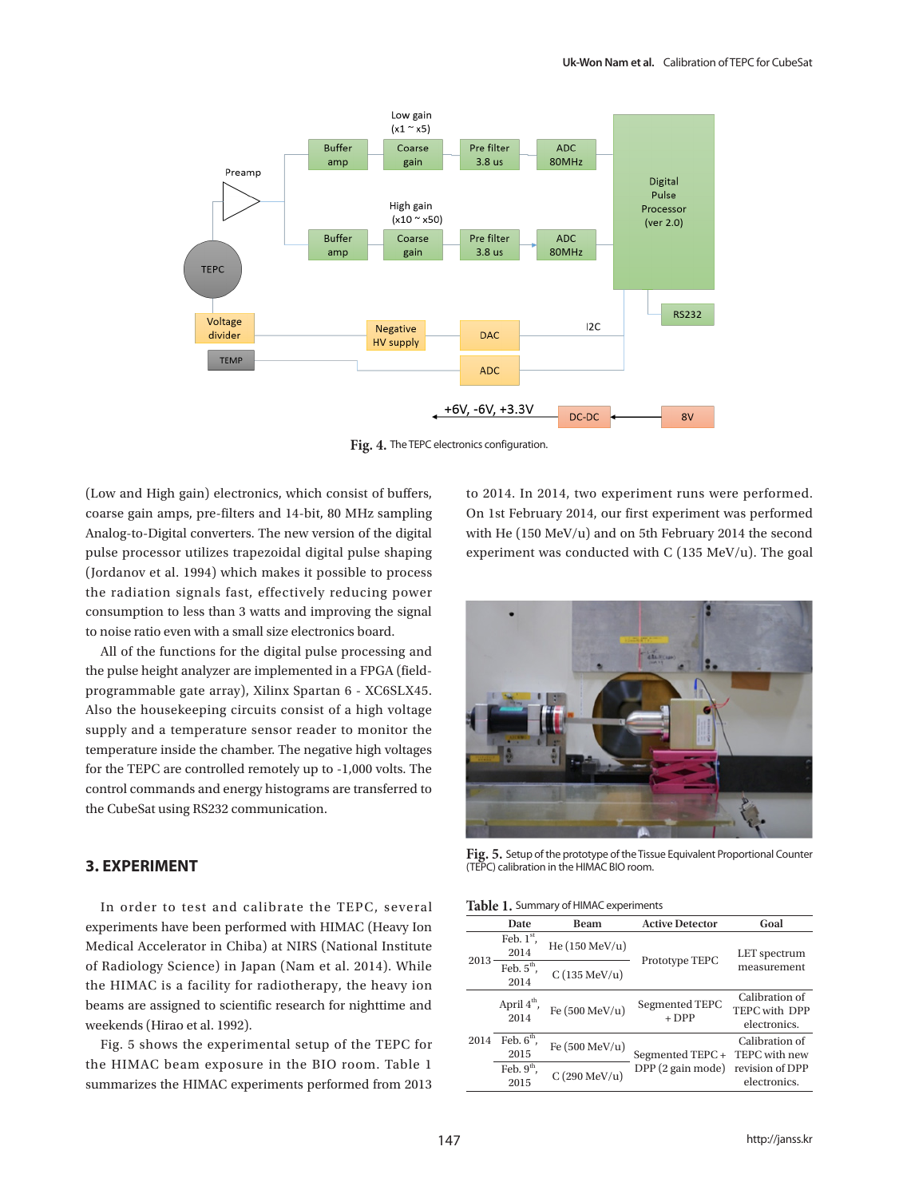Fig. 4. The TEPC electronics configuration.

(Low and High gain) electronics, which consist of buffers, coarse gain amps, pre-filters and 14-bit, 80 MHz sampling Analog-to-Digital converters. The new version of the digital pulse processor utilizes trapezoidal digital pulse shaping (Jordanov et al. 1994) which makes it possible to process the radiation signals fast, effectively reducing power consumption to less than 3 watts and improving the signal to noise ratio even with a small size electronics board.

All of the functions for the digital pulse processing and the pulse height analyzer are implemented in a FPGA (field-programmable gate array), Xilinx Spartan 6 - XC6SLX45. Also the housekeeping circuits consist of a high voltage supply and a temperature sensor reader to monitor the temperature inside the chamber. The negative high voltages for the TEPC are controlled remotely up to -1,000 volts. The control commands and energy histograms are transferred to the CubeSat using RS232 communication.

## 3. EXPERIMENT

In order to test and calibrate the TEPC, several experiments have been performed with HIMAC (Heavy Ion Medical Accelerator in Chiba) at NIRS (National Institute of Radiology Science) in Japan (Nam et al. 2014). While the HIMAC is a facility for radiotherapy, the heavy ion beams are assigned to scientific research for nighttime and weekends (Hirao et al. 1992).

Fig. 5 shows the experimental setup of the TEPC for the HIMAC beam exposure in the BIO room. Table 1 summarizes the HIMAC experiments performed from 2013 to 2014. In 2014, two experiment runs were performed. On 1st February 2014, our first experiment was performed with He (150 MeV/u) and on 5th February 2014 the second experiment was conducted with C (135 MeV/u). The goal

Fig. 5. Setup of the prototype of the Tissue Equivalent Proportional Counter (TEPC) calibration in the HIMAC BIO room.

Table 1. Summary of HIMAC experiments

| | Date | Beam | Active Detector | Goal |
|---|---|---|---|---|
| 2013 | Feb. 1st, 2014 | He (150 MeV/u) | Prototype TEPC | LET spectrum measurement |
| | Feb. 5th, 2014 | C (135 MeV/u) | | |
| 2014 | April 4th, 2014 | Fe (500 MeV/u) | Segmented TEPC + DPP | Calibration of TEPC with DPP electronics. |
| | Feb. 6th, 2015 | Fe (500 MeV/u) | Segmented TEPC + DPP (2 gain mode) | Calibration of TEPC with new revision of DPP electronics. |
| | Feb. 9th, 2015 | C (290 MeV/u) | | |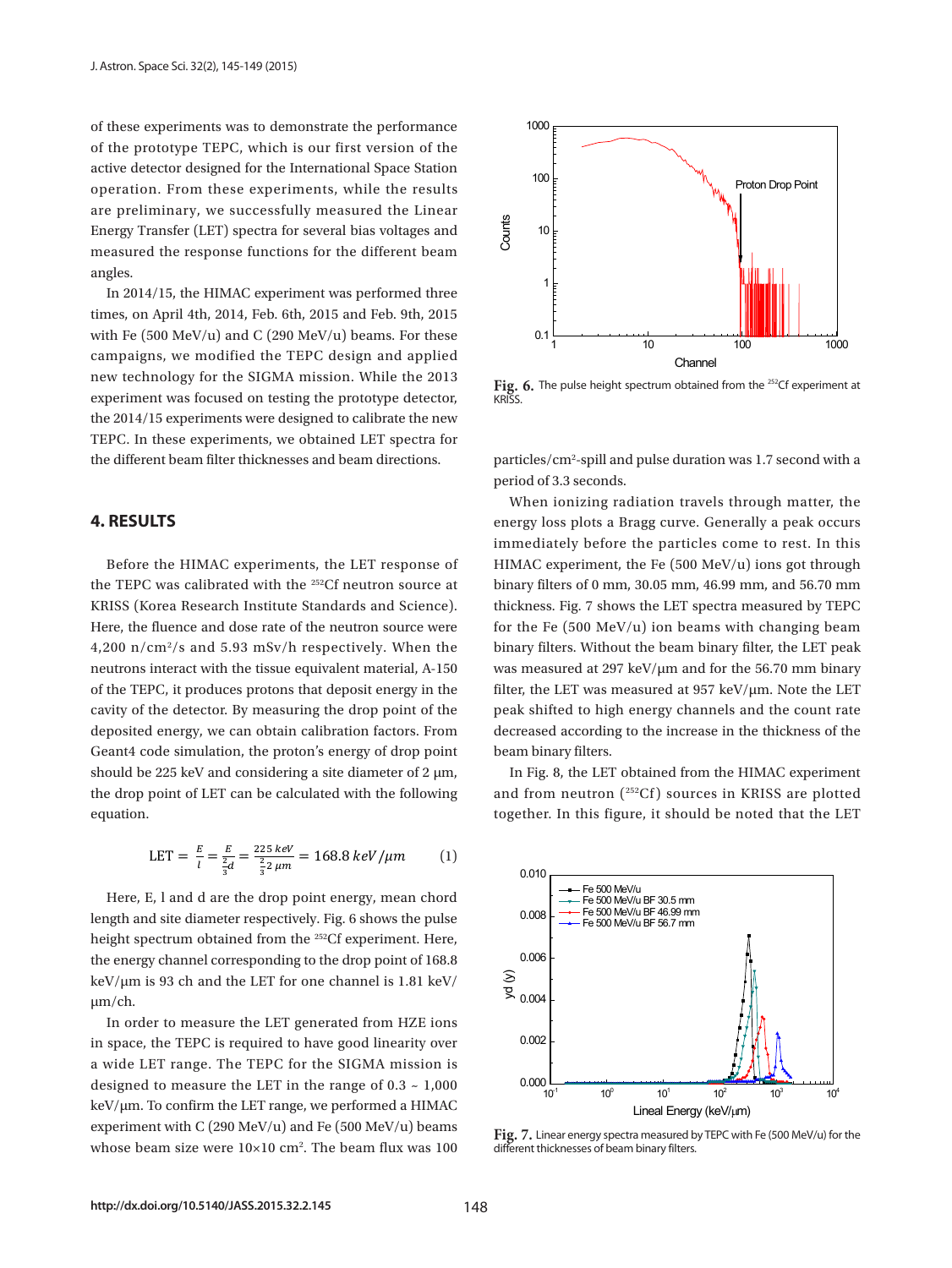of these experiments was to demonstrate the performance of the prototype TEPC, which is our first version of the active detector designed for the International Space Station operation. From these experiments, while the results are preliminary, we successfully measured the Linear Energy Transfer (LET) spectra for several bias voltages and measured the response functions for the different beam angles.

In 2014/15, the HIMAC experiment was performed three times, on April 4th, 2014, Feb. 6th, 2015 and Feb. 9th, 2015 with Fe (500 MeV/u) and C (290 MeV/u) beams. For these campaigns, we modified the TEPC design and applied new technology for the SIGMA mission. While the 2013 experiment was focused on testing the prototype detector, the 2014/15 experiments were designed to calibrate the new TEPC. In these experiments, we obtained LET spectra for the different beam filter thicknesses and beam directions.

## 4. RESULTS

Before the HIMAC experiments, the LET response of the TEPC was calibrated with the $^{252}$Cf neutron source at KRISS (Korea Research Institute Standards and Science). Here, the fluence and dose rate of the neutron source were 4,200 n/cm$^2$/s and 5.93 mSv/h respectively. When the neutrons interact with the tissue equivalent material, A-150 of the TEPC, it produces protons that deposit energy in the cavity of the detector. By measuring the drop point of the deposited energy, we can obtain calibration factors. From Geant4 code simulation, the proton's energy of drop point should be 225 keV and considering a site diameter of 2 μm, the drop point of LET can be calculated with the following equation.

$$\text{LET} = \frac{E}{l} = \frac{E}{\frac{2}{3}d} = \frac{225\ keV}{\frac{2}{3}2\ \mu m} = 168.8\ keV/\mu m \qquad (1)$$

Here, E, l and d are the drop point energy, mean chord length and site diameter respectively. Fig. 6 shows the pulse height spectrum obtained from the $^{252}$Cf experiment. Here, the energy channel corresponding to the drop point of 168.8 keV/μm is 93 ch and the LET for one channel is 1.81 keV/μm/ch.

In order to measure the LET generated from HZE ions in space, the TEPC is required to have good linearity over a wide LET range. The TEPC for the SIGMA mission is designed to measure the LET in the range of 0.3 ~ 1,000 keV/μm. To confirm the LET range, we performed a HIMAC experiment with C (290 MeV/u) and Fe (500 MeV/u) beams whose beam size were 10×10 cm$^2$. The beam flux was 100 particles/cm$^2$-spill and pulse duration was 1.7 second with a period of 3.3 seconds.

Fig. 6. The pulse height spectrum obtained from the $^{252}$Cf experiment at KRISS.

When ionizing radiation travels through matter, the energy loss plots a Bragg curve. Generally a peak occurs immediately before the particles come to rest. In this HIMAC experiment, the Fe (500 MeV/u) ions got through binary filters of 0 mm, 30.05 mm, 46.99 mm, and 56.70 mm thickness. Fig. 7 shows the LET spectra measured by TEPC for the Fe (500 MeV/u) ion beams with changing beam binary filters. Without the beam binary filter, the LET peak was measured at 297 keV/μm and for the 56.70 mm binary filter, the LET was measured at 957 keV/μm. Note the LET peak shifted to high energy channels and the count rate decreased according to the increase in the thickness of the beam binary filters.

In Fig. 8, the LET obtained from the HIMAC experiment and from neutron ($^{252}$Cf) sources in KRISS are plotted together. In this figure, it should be noted that the LET

Fig. 7. Linear energy spectra measured by TEPC with Fe (500 MeV/u) for the different thicknesses of beam binary filters.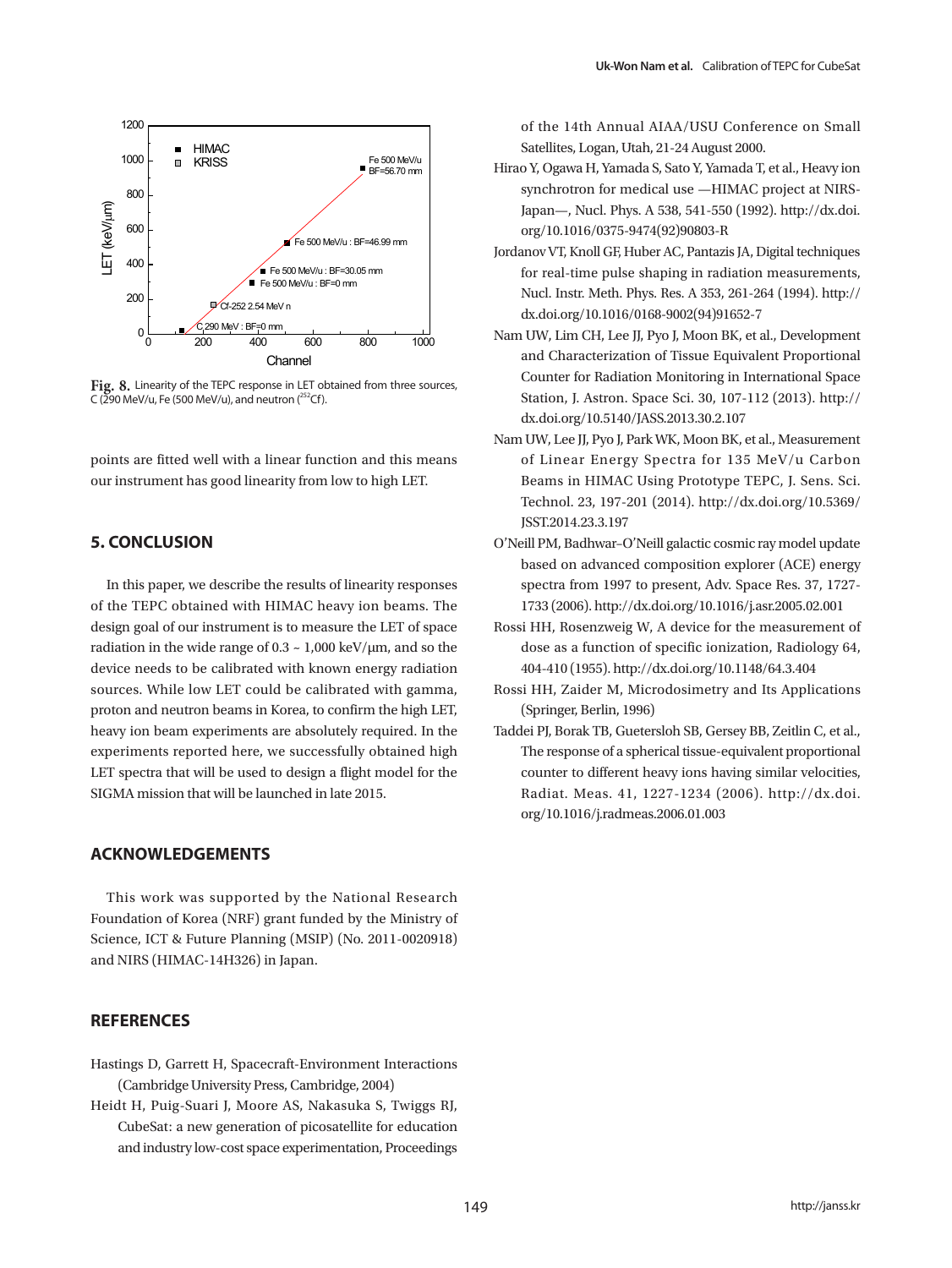1200

1000

800

600

400

200

0

LET (keV/μm)

0

200

400

600

800

1000

Channel

HIMAC

KRISS

Fe 500 MeV/u BF=56.70 mm

Fe 500 MeV/u : BF=46.99 mm

Fe 500 MeV/u : BF=30.05 mm

Fe 500 MeV/u : BF=0 mm

Cf-252 2.54 MeV n

C 290 MeV : BF=0 mm

**Fig. 8.** Linearity of the TEPC response in LET obtained from three sources, C (290 MeV/u, Fe (500 MeV/u), and neutron ($^{252}$Cf).

points are fitted well with a linear function and this means our instrument has good linearity from low to high LET.

## 5. CONCLUSION

In this paper, we describe the results of linearity responses of the TEPC obtained with HIMAC heavy ion beams. The design goal of our instrument is to measure the LET of space radiation in the wide range of 0.3 ~ 1,000 keV/μm, and so the device needs to be calibrated with known energy radiation sources. While low LET could be calibrated with gamma, proton and neutron beams in Korea, to confirm the high LET, heavy ion beam experiments are absolutely required. In the experiments reported here, we successfully obtained high LET spectra that will be used to design a flight model for the SIGMA mission that will be launched in late 2015.

## ACKNOWLEDGEMENTS

This work was supported by the National Research Foundation of Korea (NRF) grant funded by the Ministry of Science, ICT & Future Planning (MSIP) (No. 2011-0020918) and NIRS (HIMAC-14H326) in Japan.

## REFERENCES

Hastings D, Garrett H, Spacecraft-Environment Interactions (Cambridge University Press, Cambridge, 2004)

Heidt H, Puig-Suari J, Moore AS, Nakasuka S, Twiggs RJ, CubeSat: a new generation of picosatellite for education and industry low-cost space experimentation, Proceedings of the 14th Annual AIAA/USU Conference on Small Satellites, Logan, Utah, 21-24 August 2000.

Hirao Y, Ogawa H, Yamada S, Sato Y, Yamada T, et al., Heavy ion synchrotron for medical use —HIMAC project at NIRS-Japan—, Nucl. Phys. A 538, 541-550 (1992). http://dx.doi.org/10.1016/0375-9474(92)90803-R

Jordanov VT, Knoll GF, Huber AC, Pantazis JA, Digital techniques for real-time pulse shaping in radiation measurements, Nucl. Instr. Meth. Phys. Res. A 353, 261-264 (1994). http://dx.doi.org/10.1016/0168-9002(94)91652-7

Nam UW, Lim CH, Lee JJ, Pyo J, Moon BK, et al., Development and Characterization of Tissue Equivalent Proportional Counter for Radiation Monitoring in International Space Station, J. Astron. Space Sci. 30, 107-112 (2013). http://dx.doi.org/10.5140/JASS.2013.30.2.107

Nam UW, Lee JJ, Pyo J, Park WK, Moon BK, et al., Measurement of Linear Energy Spectra for 135 MeV/u Carbon Beams in HIMAC Using Prototype TEPC, J. Sens. Sci. Technol. 23, 197-201 (2014). http://dx.doi.org/10.5369/JSST.2014.23.3.197

O'Neill PM, Badhwar–O'Neill galactic cosmic ray model update based on advanced composition explorer (ACE) energy spectra from 1997 to present, Adv. Space Res. 37, 1727-1733 (2006). http://dx.doi.org/10.1016/j.asr.2005.02.001

Rossi HH, Rosenzweig W, A device for the measurement of dose as a function of specific ionization, Radiology 64, 404-410 (1955). http://dx.doi.org/10.1148/64.3.404

Rossi HH, Zaider M, Microdosimetry and Its Applications (Springer, Berlin, 1996)

Taddei PJ, Borak TB, Guetersloh SB, Gersey BB, Zeitlin C, et al., The response of a spherical tissue-equivalent proportional counter to different heavy ions having similar velocities, Radiat. Meas. 41, 1227-1234 (2006). http://dx.doi.org/10.1016/j.radmeas.2006.01.003